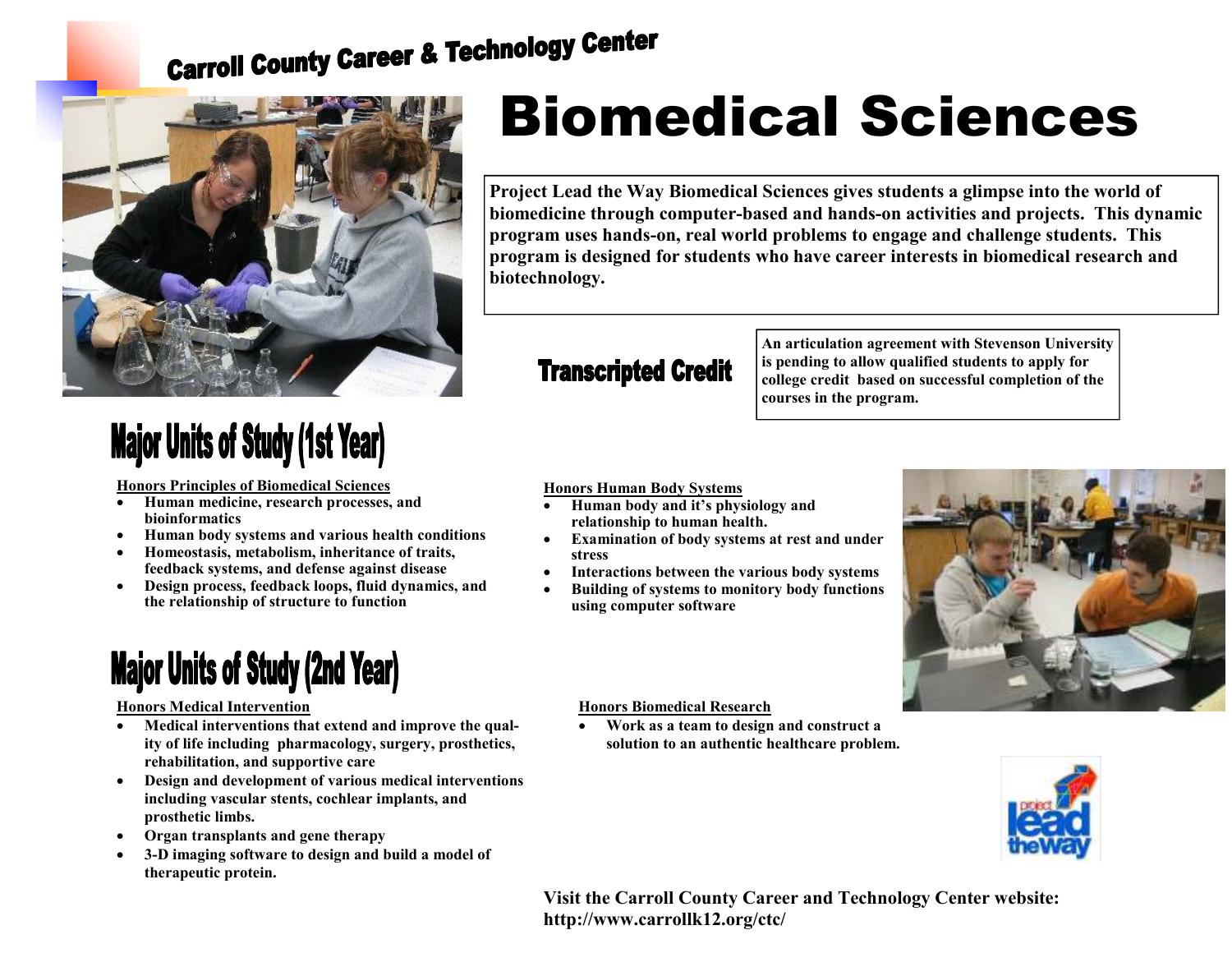## Carroll County Career & Technology Center

# Biomedical Sciences

**Project Lead the Way Biomedical Sciences gives students a glimpse into the world of biomedicine through computer-based and hands-on activities and projects. This dynamic program uses hands-on, real world problems to engage and challenge students. This program is designed for students who have career interests in biomedical research and biotechnology.**

## Transcripted Credit

**An articulation agreement with Stevenson University is pending to allow qualified students to apply for college credit based on successful completion of the courses in the program.**

## Major Units of Study (1st Year)

**Honors Principles of Biomedical Sciences**

- **Human medicine, research processes, and bioinformatics**
- **Human body systems and various health conditions**
- **Homeostasis, metabolism, inheritance of traits, feedback systems, and defense against disease**
- **Design process, feedback loops, fluid dynamics, and the relationship of structure to function**

**Honors Human Body Systems**

- **Human body and it's physiology and relationship to human health.**
- **Examination of body systems at rest and under stress**
- **Interactions between the various body systems**
- **Building of systems to monitory body functions using computer software**

## Major Units of Study (2nd Year)

**Honors Medical Intervention**

- **Medical interventions that extend and improve the quality of life including pharmacology, surgery, prosthetics, rehabilitation, and supportive care**
- **Design and development of various medical interventions including vascular stents, cochlear implants, and prosthetic limbs.**
- **Organ transplants and gene therapy**
- **3-D imaging software to design and build a model of therapeutic protein.**

**Honors Biomedical Research**

- **Work as a team to design and construct a solution to an authentic healthcare problem.**

**Visit the Carroll County Career and Technology Center website: http://www.carrollk12.org/ctc/**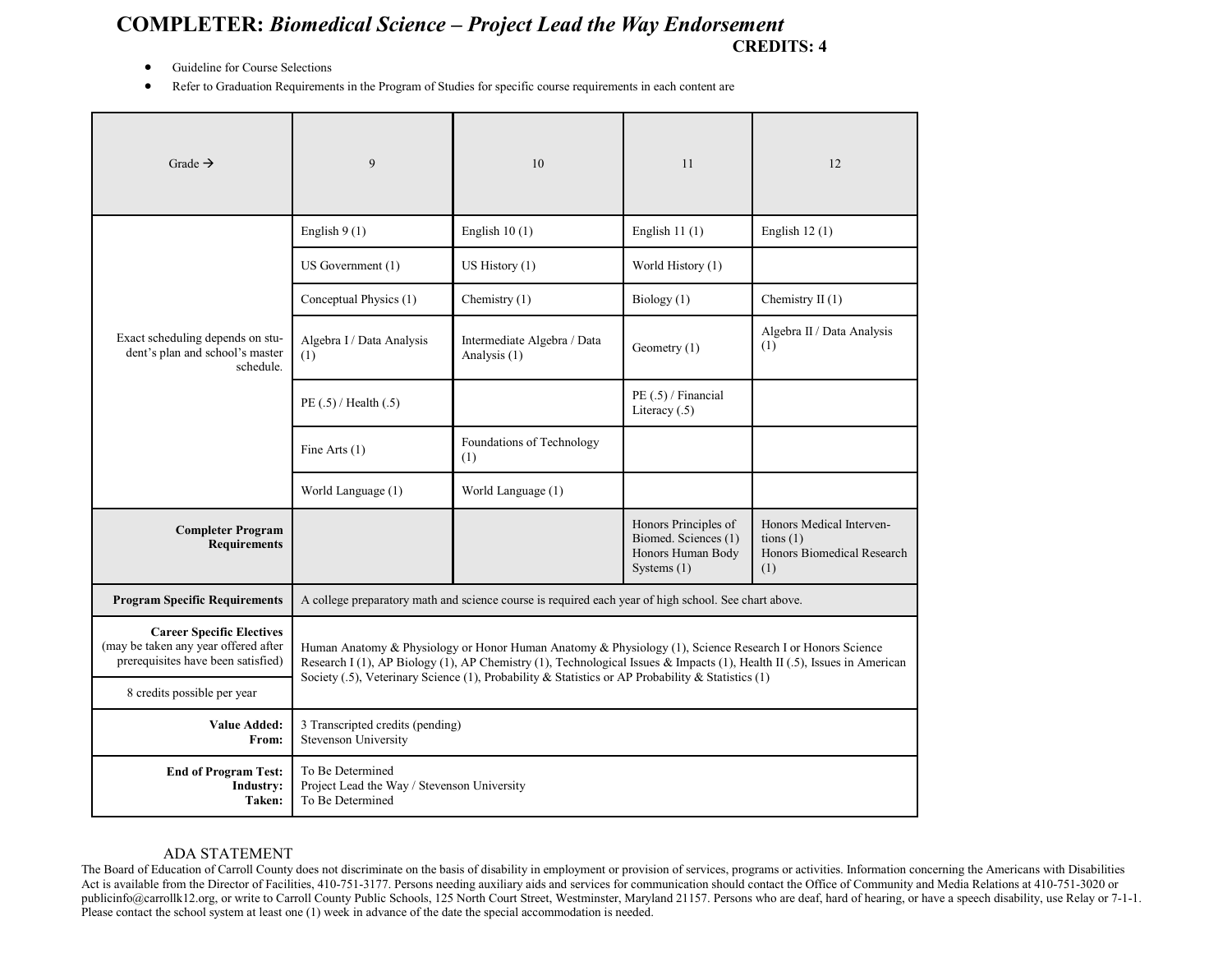# COMPLETER: *Biomedical Science – Project Lead the Way Endorsement*

**CREDITS: 4**

- Guideline for Course Selections
- Refer to Graduation Requirements in the Program of Studies for specific course requirements in each content are

| Grade → | 9 | 10 | 11 | 12 |
|---|---|---|---|---|
| Exact scheduling depends on student's plan and school's master schedule. | English 9 (1) | English 10 (1) | English 11 (1) | English 12 (1) |
| | US Government (1) | US History (1) | World History (1) | |
| | Conceptual Physics (1) | Chemistry (1) | Biology (1) | Chemistry II (1) |
| | Algebra I / Data Analysis (1) | Intermediate Algebra / Data Analysis (1) | Geometry (1) | Algebra II / Data Analysis (1) |
| | PE (.5) / Health (.5) | | PE (.5) / Financial Literacy (.5) | |
| | Fine Arts (1) | Foundations of Technology (1) | | |
| | World Language (1) | World Language (1) | | |
| **Completer Program Requirements** | | | Honors Principles of Biomed. Sciences (1)<br>Honors Human Body Systems (1) | Honors Medical Interventions (1)<br>Honors Biomedical Research (1) |
| **Program Specific Requirements** | A college preparatory math and science course is required each year of high school. See chart above. | | | |
| **Career Specific Electives** (may be taken any year offered after prerequisites have been satisfied)<br>8 credits possible per year | Human Anatomy & Physiology or Honor Human Anatomy & Physiology (1), Science Research I or Honors Science Research I (1), AP Biology (1), AP Chemistry (1), Technological Issues & Impacts (1), Health II (.5), Issues in American Society (.5), Veterinary Science (1), Probability & Statistics or AP Probability & Statistics (1) | | | |
| **Value Added:**<br>**From:** | 3 Transcripted credits (pending)<br>Stevenson University | | | |
| **End of Program Test:**<br>**Industry:**<br>**Taken:** | To Be Determined<br>Project Lead the Way / Stevenson University<br>To Be Determined | | | |

ADA STATEMENT

The Board of Education of Carroll County does not discriminate on the basis of disability in employment or provision of services, programs or activities. Information concerning the Americans with Disabilities Act is available from the Director of Facilities, 410-751-3177. Persons needing auxiliary aids and services for communication should contact the Office of Community and Media Relations at 410-751-3020 or publicinfo@carrollk12.org, or write to Carroll County Public Schools, 125 North Court Street, Westminster, Maryland 21157. Persons who are deaf, hard of hearing, or have a speech disability, use Relay or 7-1-1. Please contact the school system at least one (1) week in advance of the date the special accommodation is needed.